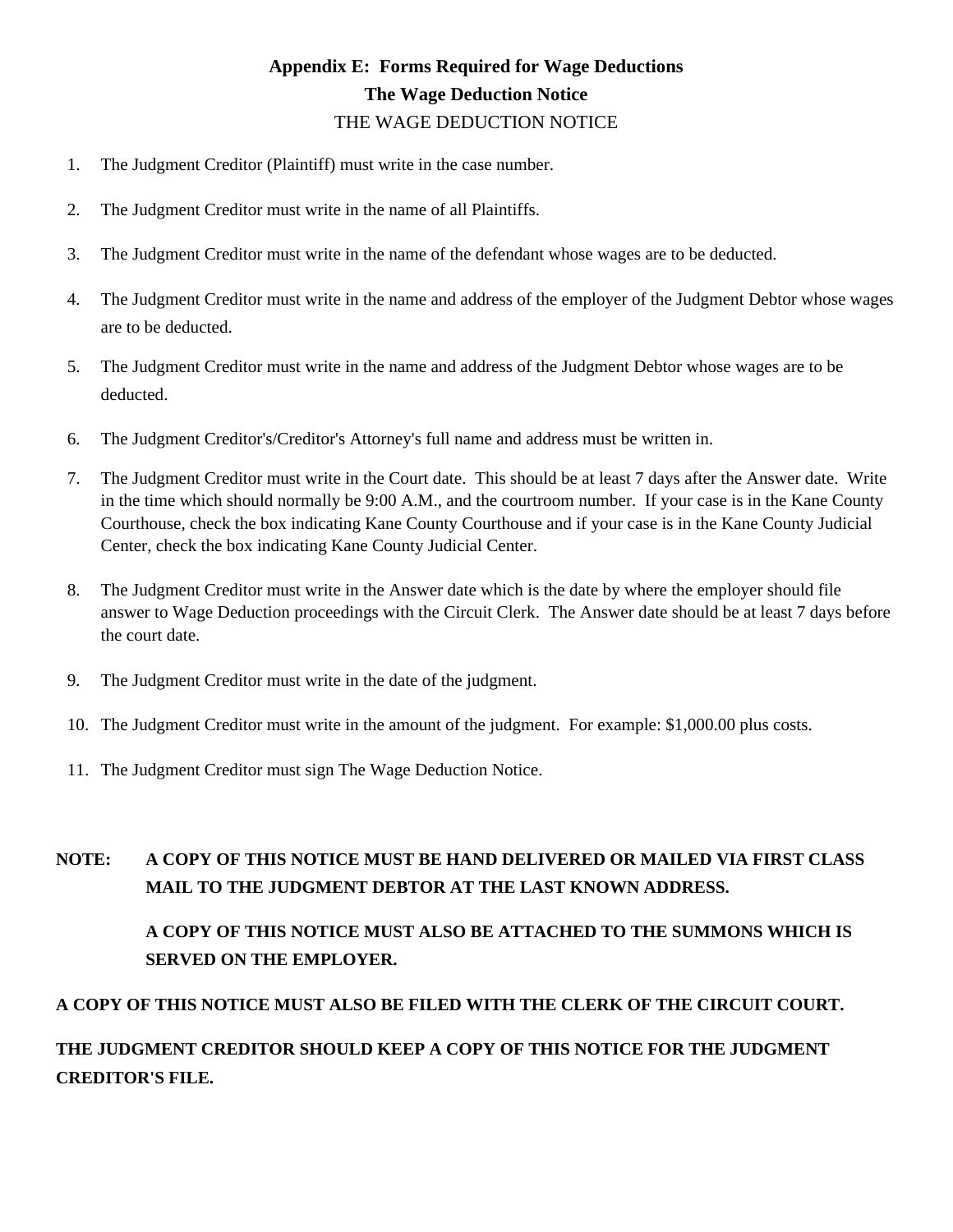## Appendix E: Forms Required for Wage Deductions

### The Wage Deduction Notice

THE WAGE DEDUCTION NOTICE

1. The Judgment Creditor (Plaintiff) must write in the case number.
2. The Judgment Creditor must write in the name of all Plaintiffs.
3. The Judgment Creditor must write in the name of the defendant whose wages are to be deducted.
4. The Judgment Creditor must write in the name and address of the employer of the Judgment Debtor whose wages are to be deducted.
5. The Judgment Creditor must write in the name and address of the Judgment Debtor whose wages are to be deducted.
6. The Judgment Creditor's/Creditor's Attorney's full name and address must be written in.
7. The Judgment Creditor must write in the Court date. This should be at least 7 days after the Answer date. Write in the time which should normally be 9:00 A.M., and the courtroom number. If your case is in the Kane County Courthouse, check the box indicating Kane County Courthouse and if your case is in the Kane County Judicial Center, check the box indicating Kane County Judicial Center.
8. The Judgment Creditor must write in the Answer date which is the date by where the employer should file answer to Wage Deduction proceedings with the Circuit Clerk. The Answer date should be at least 7 days before the court date.
9. The Judgment Creditor must write in the date of the judgment.
10. The Judgment Creditor must write in the amount of the judgment. For example: $1,000.00 plus costs.
11. The Judgment Creditor must sign The Wage Deduction Notice.

**NOTE: A COPY OF THIS NOTICE MUST BE HAND DELIVERED OR MAILED VIA FIRST CLASS MAIL TO THE JUDGMENT DEBTOR AT THE LAST KNOWN ADDRESS.**

**A COPY OF THIS NOTICE MUST ALSO BE ATTACHED TO THE SUMMONS WHICH IS SERVED ON THE EMPLOYER.**

**A COPY OF THIS NOTICE MUST ALSO BE FILED WITH THE CLERK OF THE CIRCUIT COURT.**

**THE JUDGMENT CREDITOR SHOULD KEEP A COPY OF THIS NOTICE FOR THE JUDGMENT CREDITOR'S FILE.**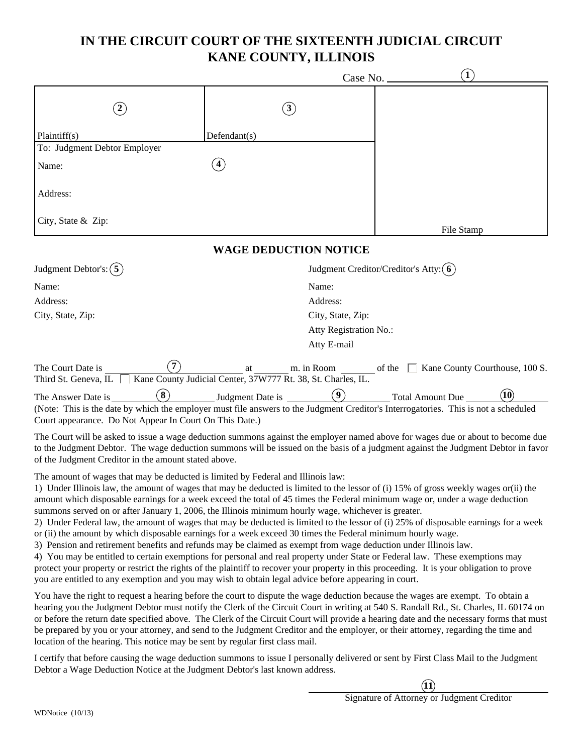# IN THE CIRCUIT COURT OF THE SIXTEENTH JUDICIAL CIRCUIT
# KANE COUNTY, ILLINOIS

Case No. ______ (1) ______

| | | |
|---|---|---|
| (2) Plaintiff(s) | (3) Defendant(s) | |
| To: Judgment Debtor Employer Name: | (4) | |
| Address: | | |
| City, State & Zip: | | File Stamp |

## WAGE DEDUCTION NOTICE

Judgment Debtor's: (5)
Name:
Address:
City, State, Zip:

Judgment Creditor/Creditor's Atty: (6)
Name:
Address:
City, State, Zip:
Atty Registration No.:
Atty E-mail

The Court Date is ______ (7) ______ at ______ m. in Room ______ of the ☐ Kane County Courthouse, 100 S. Third St. Geneva, IL ☐ Kane County Judicial Center, 37W777 Rt. 38, St. Charles, IL.

The Answer Date is ______ (8) ______ Judgment Date is ______ (9) ______ Total Amount Due ______ (10) ______
(Note: This is the date by which the employer must file answers to the Judgment Creditor's Interrogatories. This is not a scheduled Court appearance. Do Not Appear In Court On This Date.)

The Court will be asked to issue a wage deduction summons against the employer named above for wages due or about to become due to the Judgment Debtor. The wage deduction summons will be issued on the basis of a judgment against the Judgment Debtor in favor of the Judgment Creditor in the amount stated above.

The amount of wages that may be deducted is limited by Federal and Illinois law:
1) Under Illinois law, the amount of wages that may be deducted is limited to the lessor of (i) 15% of gross weekly wages or(ii) the amount which disposable earnings for a week exceed the total of 45 times the Federal minimum wage or, under a wage deduction summons served on or after January 1, 2006, the Illinois minimum hourly wage, whichever is greater.
2) Under Federal law, the amount of wages that may be deducted is limited to the lessor of (i) 25% of disposable earnings for a week or (ii) the amount by which disposable earnings for a week exceed 30 times the Federal minimum hourly wage.
3) Pension and retirement benefits and refunds may be claimed as exempt from wage deduction under Illinois law.
4) You may be entitled to certain exemptions for personal and real property under State or Federal law. These exemptions may protect your property or restrict the rights of the plaintiff to recover your property in this proceeding. It is your obligation to prove you are entitled to any exemption and you may wish to obtain legal advice before appearing in court.

You have the right to request a hearing before the court to dispute the wage deduction because the wages are exempt. To obtain a hearing you the Judgment Debtor must notify the Clerk of the Circuit Court in writing at 540 S. Randall Rd., St. Charles, IL 60174 on or before the return date specified above. The Clerk of the Circuit Court will provide a hearing date and the necessary forms that must be prepared by you or your attorney, and send to the Judgment Creditor and the employer, or their attorney, regarding the time and location of the hearing. This notice may be sent by regular first class mail.

I certify that before causing the wage deduction summons to issue I personally delivered or sent by First Class Mail to the Judgment Debtor a Wage Deduction Notice at the Judgment Debtor's last known address.

______ (11) ______
Signature of Attorney or Judgment Creditor

WDNotice (10/13)